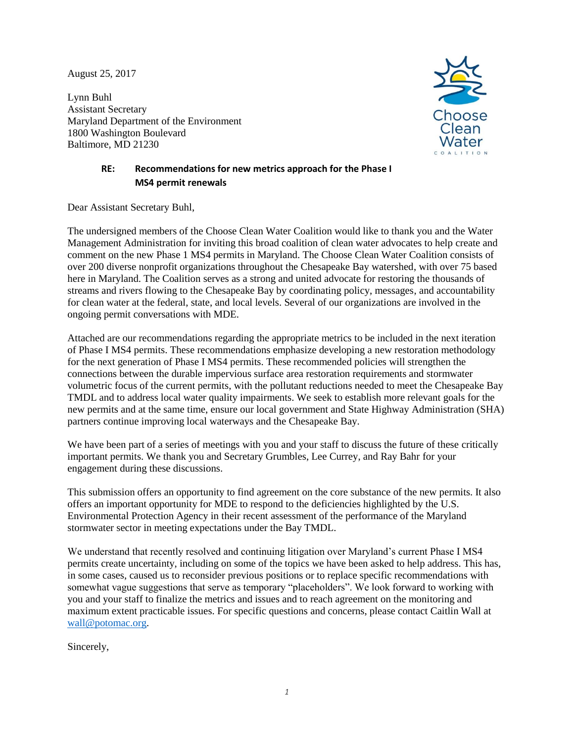August 25, 2017

Lynn Buhl
Assistant Secretary
Maryland Department of the Environment
1800 Washington Boulevard
Baltimore, MD 21230

Choose Clean Water COALITION

**RE: Recommendations for new metrics approach for the Phase I MS4 permit renewals**

Dear Assistant Secretary Buhl,

The undersigned members of the Choose Clean Water Coalition would like to thank you and the Water Management Administration for inviting this broad coalition of clean water advocates to help create and comment on the new Phase 1 MS4 permits in Maryland. The Choose Clean Water Coalition consists of over 200 diverse nonprofit organizations throughout the Chesapeake Bay watershed, with over 75 based here in Maryland. The Coalition serves as a strong and united advocate for restoring the thousands of streams and rivers flowing to the Chesapeake Bay by coordinating policy, messages, and accountability for clean water at the federal, state, and local levels. Several of our organizations are involved in the ongoing permit conversations with MDE.

Attached are our recommendations regarding the appropriate metrics to be included in the next iteration of Phase I MS4 permits. These recommendations emphasize developing a new restoration methodology for the next generation of Phase I MS4 permits. These recommended policies will strengthen the connections between the durable impervious surface area restoration requirements and stormwater volumetric focus of the current permits, with the pollutant reductions needed to meet the Chesapeake Bay TMDL and to address local water quality impairments. We seek to establish more relevant goals for the new permits and at the same time, ensure our local government and State Highway Administration (SHA) partners continue improving local waterways and the Chesapeake Bay.

We have been part of a series of meetings with you and your staff to discuss the future of these critically important permits. We thank you and Secretary Grumbles, Lee Currey, and Ray Bahr for your engagement during these discussions.

This submission offers an opportunity to find agreement on the core substance of the new permits. It also offers an important opportunity for MDE to respond to the deficiencies highlighted by the U.S. Environmental Protection Agency in their recent assessment of the performance of the Maryland stormwater sector in meeting expectations under the Bay TMDL.

We understand that recently resolved and continuing litigation over Maryland's current Phase I MS4 permits create uncertainty, including on some of the topics we have been asked to help address. This has, in some cases, caused us to reconsider previous positions or to replace specific recommendations with somewhat vague suggestions that serve as temporary "placeholders". We look forward to working with you and your staff to finalize the metrics and issues and to reach agreement on the monitoring and maximum extent practicable issues. For specific questions and concerns, please contact Caitlin Wall at wall@potomac.org.

Sincerely,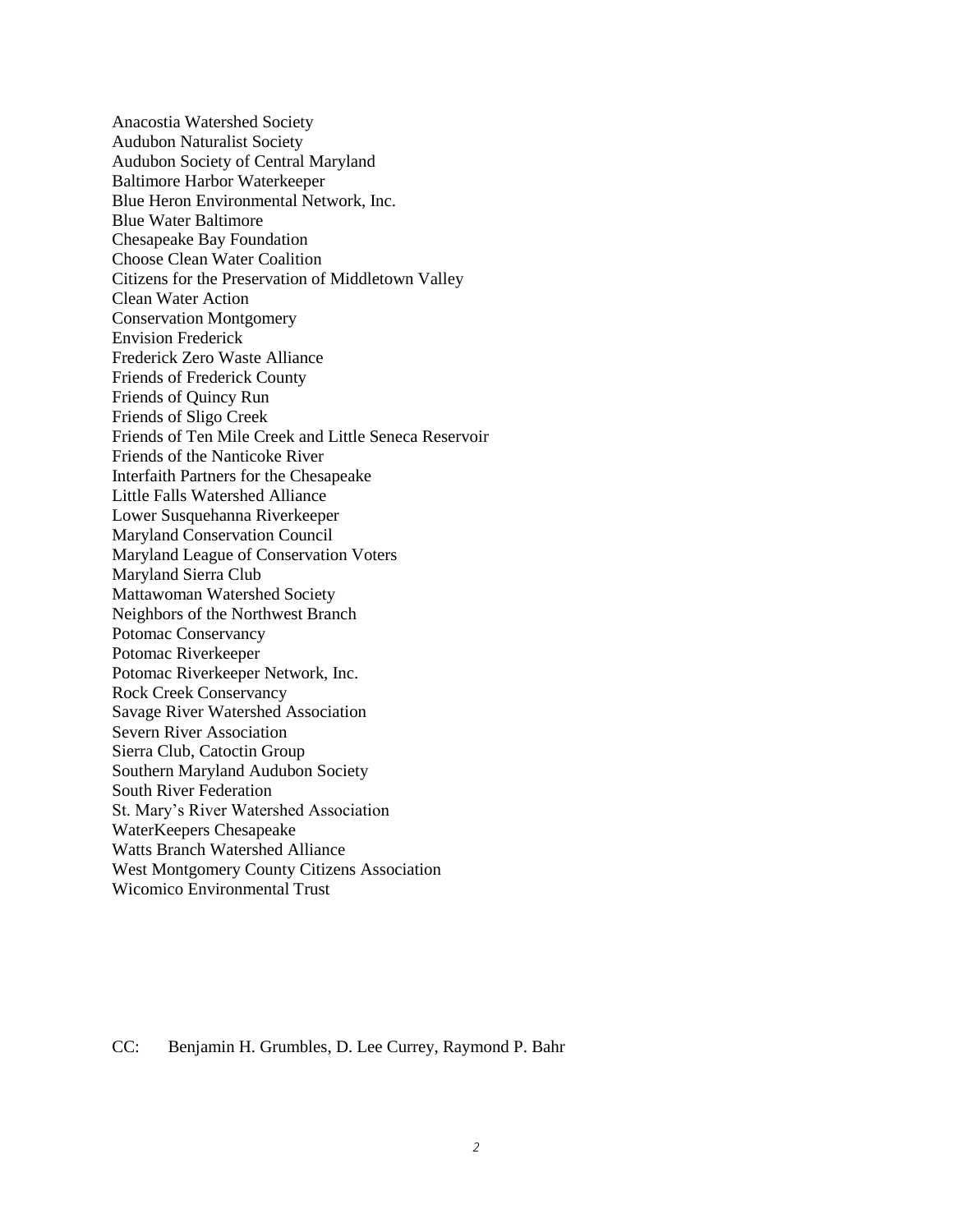Anacostia Watershed Society
Audubon Naturalist Society
Audubon Society of Central Maryland
Baltimore Harbor Waterkeeper
Blue Heron Environmental Network, Inc.
Blue Water Baltimore
Chesapeake Bay Foundation
Choose Clean Water Coalition
Citizens for the Preservation of Middletown Valley
Clean Water Action
Conservation Montgomery
Envision Frederick
Frederick Zero Waste Alliance
Friends of Frederick County
Friends of Quincy Run
Friends of Sligo Creek
Friends of Ten Mile Creek and Little Seneca Reservoir
Friends of the Nanticoke River
Interfaith Partners for the Chesapeake
Little Falls Watershed Alliance
Lower Susquehanna Riverkeeper
Maryland Conservation Council
Maryland League of Conservation Voters
Maryland Sierra Club
Mattawoman Watershed Society
Neighbors of the Northwest Branch
Potomac Conservancy
Potomac Riverkeeper
Potomac Riverkeeper Network, Inc.
Rock Creek Conservancy
Savage River Watershed Association
Severn River Association
Sierra Club, Catoctin Group
Southern Maryland Audubon Society
South River Federation
St. Mary's River Watershed Association
WaterKeepers Chesapeake
Watts Branch Watershed Alliance
West Montgomery County Citizens Association
Wicomico Environmental Trust

CC: Benjamin H. Grumbles, D. Lee Currey, Raymond P. Bahr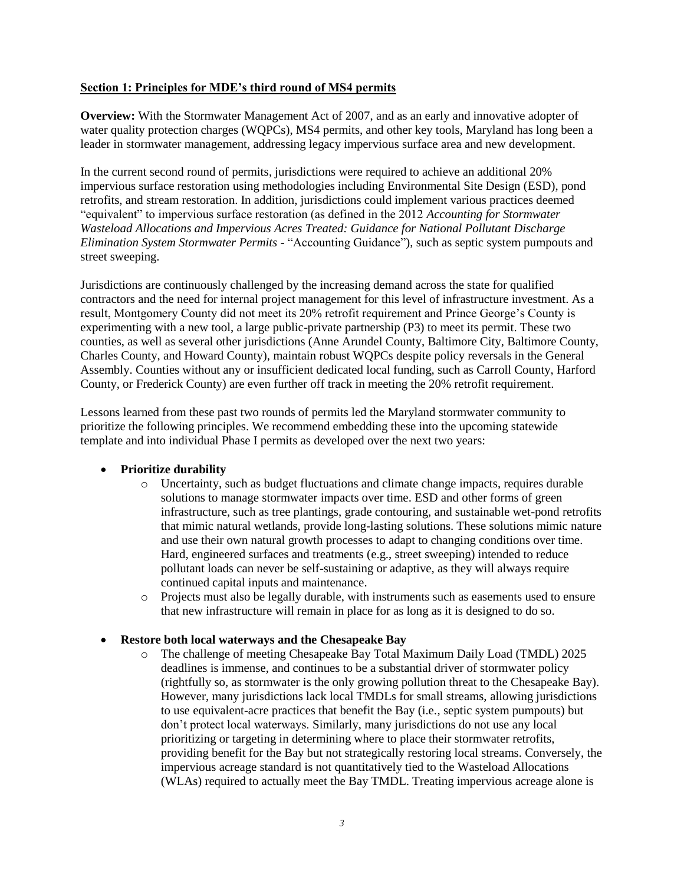**Section 1: Principles for MDE's third round of MS4 permits**

**Overview:** With the Stormwater Management Act of 2007, and as an early and innovative adopter of water quality protection charges (WQPCs), MS4 permits, and other key tools, Maryland has long been a leader in stormwater management, addressing legacy impervious surface area and new development.

In the current second round of permits, jurisdictions were required to achieve an additional 20% impervious surface restoration using methodologies including Environmental Site Design (ESD), pond retrofits, and stream restoration. In addition, jurisdictions could implement various practices deemed "equivalent" to impervious surface restoration (as defined in the 2012 *Accounting for Stormwater Wasteload Allocations and Impervious Acres Treated: Guidance for National Pollutant Discharge Elimination System Stormwater Permits* - "Accounting Guidance"), such as septic system pumpouts and street sweeping.

Jurisdictions are continuously challenged by the increasing demand across the state for qualified contractors and the need for internal project management for this level of infrastructure investment. As a result, Montgomery County did not meet its 20% retrofit requirement and Prince George's County is experimenting with a new tool, a large public-private partnership (P3) to meet its permit. These two counties, as well as several other jurisdictions (Anne Arundel County, Baltimore City, Baltimore County, Charles County, and Howard County), maintain robust WQPCs despite policy reversals in the General Assembly. Counties without any or insufficient dedicated local funding, such as Carroll County, Harford County, or Frederick County) are even further off track in meeting the 20% retrofit requirement.

Lessons learned from these past two rounds of permits led the Maryland stormwater community to prioritize the following principles. We recommend embedding these into the upcoming statewide template and into individual Phase I permits as developed over the next two years:

- **Prioritize durability**
  - Uncertainty, such as budget fluctuations and climate change impacts, requires durable solutions to manage stormwater impacts over time. ESD and other forms of green infrastructure, such as tree plantings, grade contouring, and sustainable wet-pond retrofits that mimic natural wetlands, provide long-lasting solutions. These solutions mimic nature and use their own natural growth processes to adapt to changing conditions over time. Hard, engineered surfaces and treatments (e.g., street sweeping) intended to reduce pollutant loads can never be self-sustaining or adaptive, as they will always require continued capital inputs and maintenance.
  - Projects must also be legally durable, with instruments such as easements used to ensure that new infrastructure will remain in place for as long as it is designed to do so.

- **Restore both local waterways and the Chesapeake Bay**
  - The challenge of meeting Chesapeake Bay Total Maximum Daily Load (TMDL) 2025 deadlines is immense, and continues to be a substantial driver of stormwater policy (rightfully so, as stormwater is the only growing pollution threat to the Chesapeake Bay). However, many jurisdictions lack local TMDLs for small streams, allowing jurisdictions to use equivalent-acre practices that benefit the Bay (i.e., septic system pumpouts) but don't protect local waterways. Similarly, many jurisdictions do not use any local prioritizing or targeting in determining where to place their stormwater retrofits, providing benefit for the Bay but not strategically restoring local streams. Conversely, the impervious acreage standard is not quantitatively tied to the Wasteload Allocations (WLAs) required to actually meet the Bay TMDL. Treating impervious acreage alone is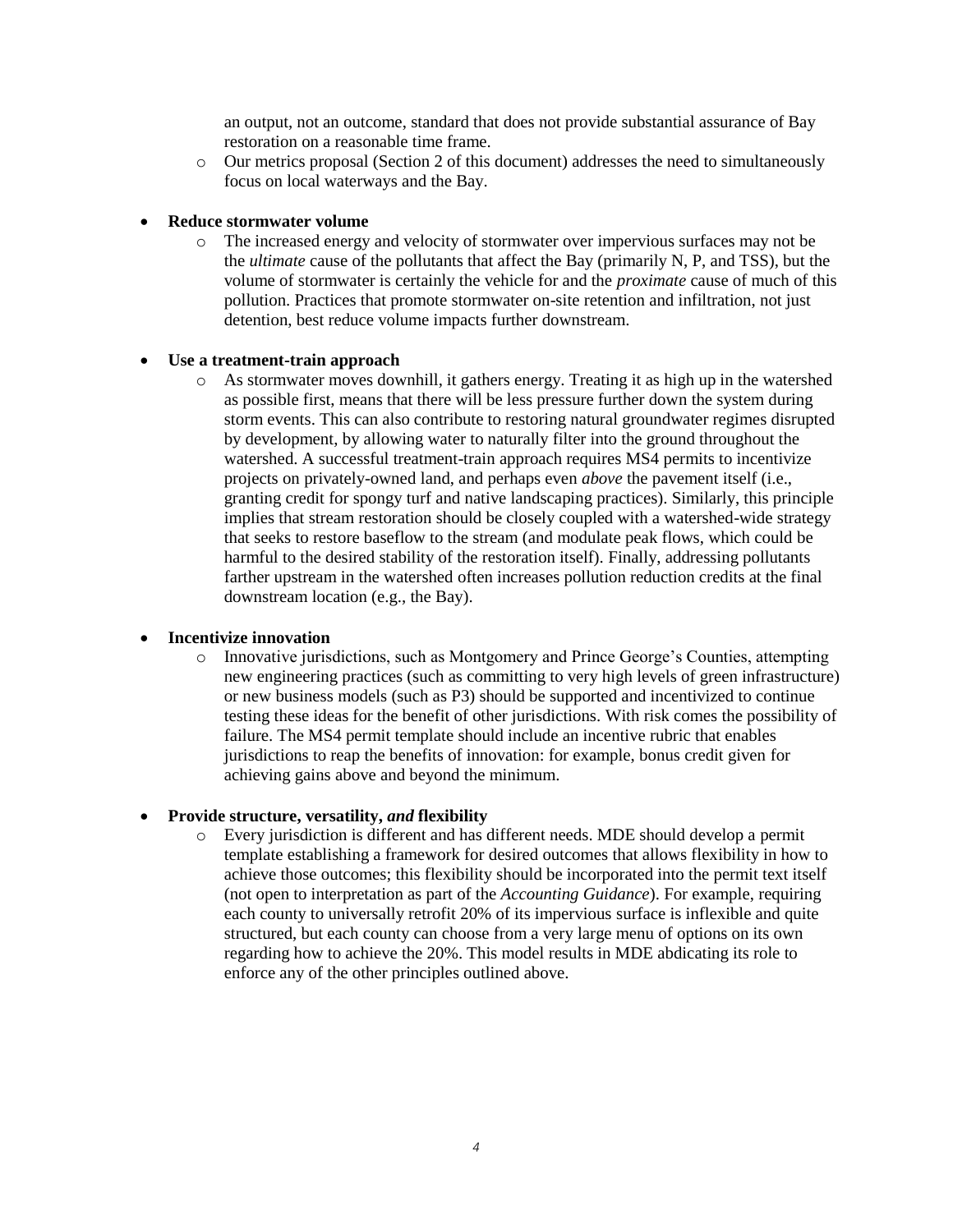- an output, not an outcome, standard that does not provide substantial assurance of Bay restoration on a reasonable time frame.
  - Our metrics proposal (Section 2 of this document) addresses the need to simultaneously focus on local waterways and the Bay.

- **Reduce stormwater volume**
  - The increased energy and velocity of stormwater over impervious surfaces may not be the *ultimate* cause of the pollutants that affect the Bay (primarily N, P, and TSS), but the volume of stormwater is certainly the vehicle for and the *proximate* cause of much of this pollution. Practices that promote stormwater on-site retention and infiltration, not just detention, best reduce volume impacts further downstream.

- **Use a treatment-train approach**
  - As stormwater moves downhill, it gathers energy. Treating it as high up in the watershed as possible first, means that there will be less pressure further down the system during storm events. This can also contribute to restoring natural groundwater regimes disrupted by development, by allowing water to naturally filter into the ground throughout the watershed. A successful treatment-train approach requires MS4 permits to incentivize projects on privately-owned land, and perhaps even *above* the pavement itself (i.e., granting credit for spongy turf and native landscaping practices). Similarly, this principle implies that stream restoration should be closely coupled with a watershed-wide strategy that seeks to restore baseflow to the stream (and modulate peak flows, which could be harmful to the desired stability of the restoration itself). Finally, addressing pollutants farther upstream in the watershed often increases pollution reduction credits at the final downstream location (e.g., the Bay).

- **Incentivize innovation**
  - Innovative jurisdictions, such as Montgomery and Prince George's Counties, attempting new engineering practices (such as committing to very high levels of green infrastructure) or new business models (such as P3) should be supported and incentivized to continue testing these ideas for the benefit of other jurisdictions. With risk comes the possibility of failure. The MS4 permit template should include an incentive rubric that enables jurisdictions to reap the benefits of innovation: for example, bonus credit given for achieving gains above and beyond the minimum.

- **Provide structure, versatility, *and* flexibility**
  - Every jurisdiction is different and has different needs. MDE should develop a permit template establishing a framework for desired outcomes that allows flexibility in how to achieve those outcomes; this flexibility should be incorporated into the permit text itself (not open to interpretation as part of the *Accounting Guidance*). For example, requiring each county to universally retrofit 20% of its impervious surface is inflexible and quite structured, but each county can choose from a very large menu of options on its own regarding how to achieve the 20%. This model results in MDE abdicating its role to enforce any of the other principles outlined above.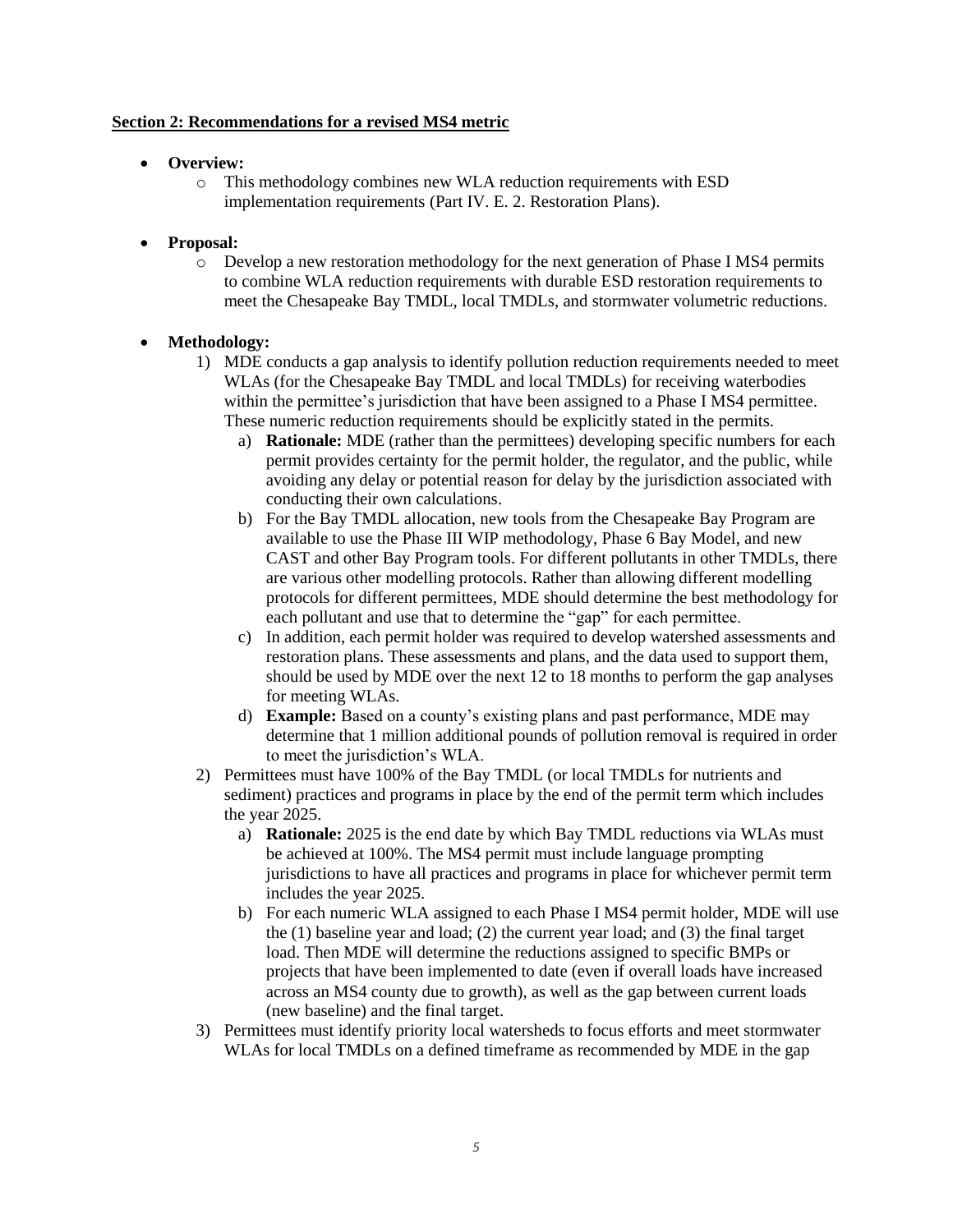**Section 2: Recommendations for a revised MS4 metric**

- **Overview:**
  - This methodology combines new WLA reduction requirements with ESD implementation requirements (Part IV. E. 2. Restoration Plans).

- **Proposal:**
  - Develop a new restoration methodology for the next generation of Phase I MS4 permits to combine WLA reduction requirements with durable ESD restoration requirements to meet the Chesapeake Bay TMDL, local TMDLs, and stormwater volumetric reductions.

- **Methodology:**
  1) MDE conducts a gap analysis to identify pollution reduction requirements needed to meet WLAs (for the Chesapeake Bay TMDL and local TMDLs) for receiving waterbodies within the permittee's jurisdiction that have been assigned to a Phase I MS4 permittee. These numeric reduction requirements should be explicitly stated in the permits.
     a) **Rationale:** MDE (rather than the permittees) developing specific numbers for each permit provides certainty for the permit holder, the regulator, and the public, while avoiding any delay or potential reason for delay by the jurisdiction associated with conducting their own calculations.
     b) For the Bay TMDL allocation, new tools from the Chesapeake Bay Program are available to use the Phase III WIP methodology, Phase 6 Bay Model, and new CAST and other Bay Program tools. For different pollutants in other TMDLs, there are various other modelling protocols. Rather than allowing different modelling protocols for different permittees, MDE should determine the best methodology for each pollutant and use that to determine the "gap" for each permittee.
     c) In addition, each permit holder was required to develop watershed assessments and restoration plans. These assessments and plans, and the data used to support them, should be used by MDE over the next 12 to 18 months to perform the gap analyses for meeting WLAs.
     d) **Example:** Based on a county's existing plans and past performance, MDE may determine that 1 million additional pounds of pollution removal is required in order to meet the jurisdiction's WLA.
  2) Permittees must have 100% of the Bay TMDL (or local TMDLs for nutrients and sediment) practices and programs in place by the end of the permit term which includes the year 2025.
     a) **Rationale:** 2025 is the end date by which Bay TMDL reductions via WLAs must be achieved at 100%. The MS4 permit must include language prompting jurisdictions to have all practices and programs in place for whichever permit term includes the year 2025.
     b) For each numeric WLA assigned to each Phase I MS4 permit holder, MDE will use the (1) baseline year and load; (2) the current year load; and (3) the final target load. Then MDE will determine the reductions assigned to specific BMPs or projects that have been implemented to date (even if overall loads have increased across an MS4 county due to growth), as well as the gap between current loads (new baseline) and the final target.
  3) Permittees must identify priority local watersheds to focus efforts and meet stormwater WLAs for local TMDLs on a defined timeframe as recommended by MDE in the gap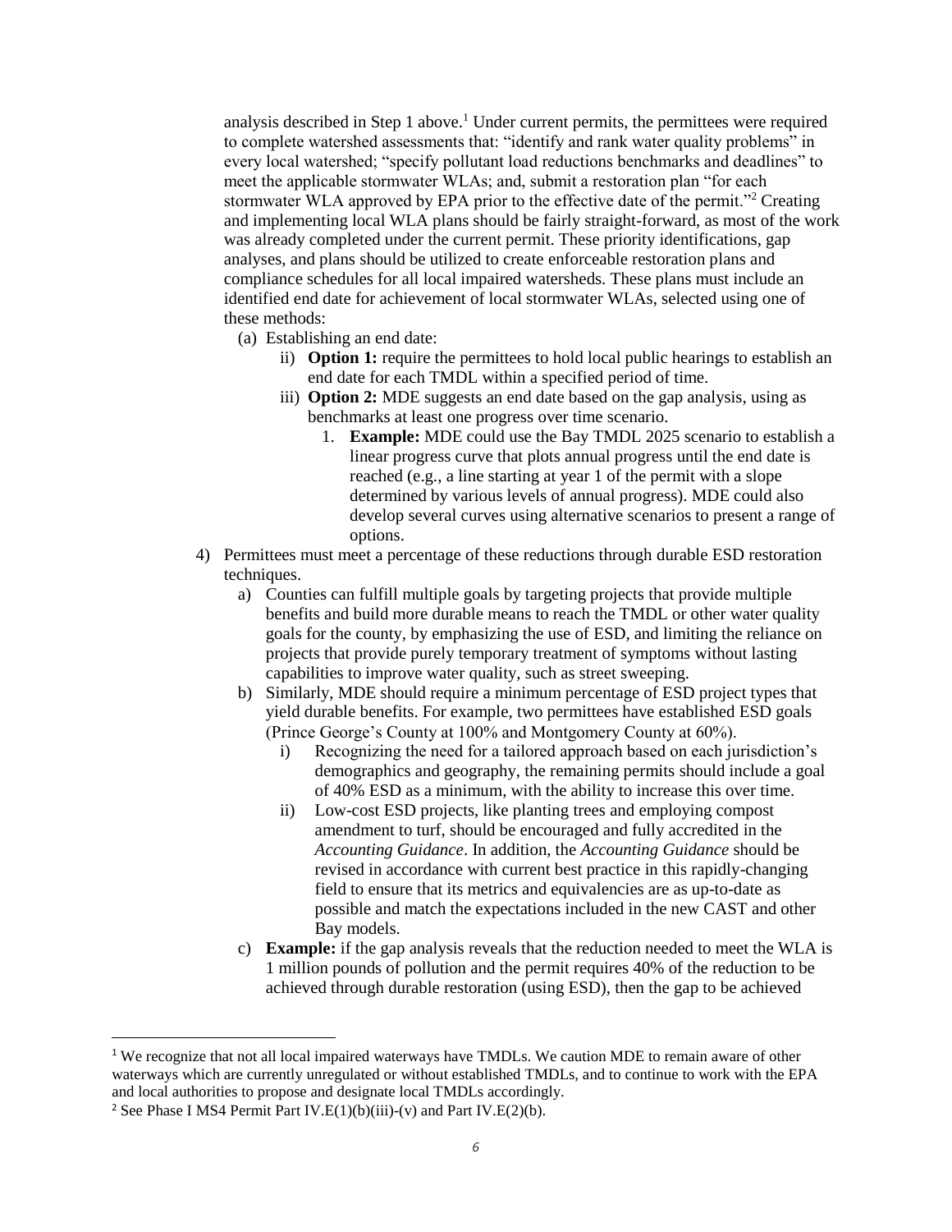analysis described in Step 1 above.[1] Under current permits, the permittees were required to complete watershed assessments that: "identify and rank water quality problems" in every local watershed; "specify pollutant load reductions benchmarks and deadlines" to meet the applicable stormwater WLAs; and, submit a restoration plan "for each stormwater WLA approved by EPA prior to the effective date of the permit."[2] Creating and implementing local WLA plans should be fairly straight-forward, as most of the work was already completed under the current permit. These priority identifications, gap analyses, and plans should be utilized to create enforceable restoration plans and compliance schedules for all local impaired watersheds. These plans must include an identified end date for achievement of local stormwater WLAs, selected using one of these methods:

- (a) Establishing an end date:
  - ii) **Option 1:** require the permittees to hold local public hearings to establish an end date for each TMDL within a specified period of time.
  - iii) **Option 2:** MDE suggests an end date based on the gap analysis, using as benchmarks at least one progress over time scenario.
    1. **Example:** MDE could use the Bay TMDL 2025 scenario to establish a linear progress curve that plots annual progress until the end date is reached (e.g., a line starting at year 1 of the permit with a slope determined by various levels of annual progress). MDE could also develop several curves using alternative scenarios to present a range of options.

4) Permittees must meet a percentage of these reductions through durable ESD restoration techniques.
   - a) Counties can fulfill multiple goals by targeting projects that provide multiple benefits and build more durable means to reach the TMDL or other water quality goals for the county, by emphasizing the use of ESD, and limiting the reliance on projects that provide purely temporary treatment of symptoms without lasting capabilities to improve water quality, such as street sweeping.
   - b) Similarly, MDE should require a minimum percentage of ESD project types that yield durable benefits. For example, two permittees have established ESD goals (Prince George's County at 100% and Montgomery County at 60%).
     - i) Recognizing the need for a tailored approach based on each jurisdiction's demographics and geography, the remaining permits should include a goal of 40% ESD as a minimum, with the ability to increase this over time.
     - ii) Low-cost ESD projects, like planting trees and employing compost amendment to turf, should be encouraged and fully accredited in the *Accounting Guidance*. In addition, the *Accounting Guidance* should be revised in accordance with current best practice in this rapidly-changing field to ensure that its metrics and equivalencies are as up-to-date as possible and match the expectations included in the new CAST and other Bay models.
   - c) **Example:** if the gap analysis reveals that the reduction needed to meet the WLA is 1 million pounds of pollution and the permit requires 40% of the reduction to be achieved through durable restoration (using ESD), then the gap to be achieved

---

[1] We recognize that not all local impaired waterways have TMDLs. We caution MDE to remain aware of other waterways which are currently unregulated or without established TMDLs, and to continue to work with the EPA and local authorities to propose and designate local TMDLs accordingly.

[2] See Phase I MS4 Permit Part IV.E(1)(b)(iii)-(v) and Part IV.E(2)(b).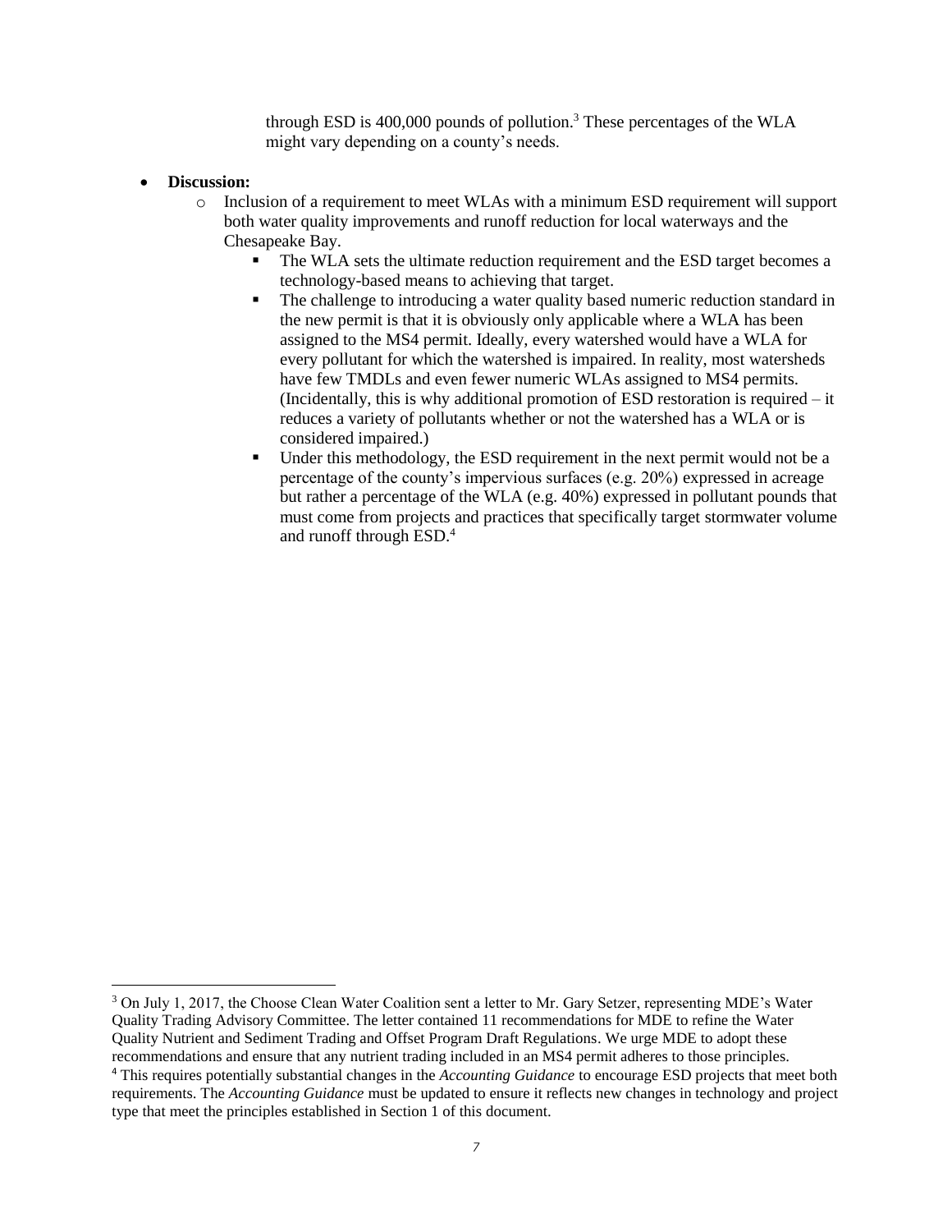through ESD is 400,000 pounds of pollution.[3] These percentages of the WLA might vary depending on a county's needs.

- **Discussion:**
  - Inclusion of a requirement to meet WLAs with a minimum ESD requirement will support both water quality improvements and runoff reduction for local waterways and the Chesapeake Bay.
    - The WLA sets the ultimate reduction requirement and the ESD target becomes a technology-based means to achieving that target.
    - The challenge to introducing a water quality based numeric reduction standard in the new permit is that it is obviously only applicable where a WLA has been assigned to the MS4 permit. Ideally, every watershed would have a WLA for every pollutant for which the watershed is impaired. In reality, most watersheds have few TMDLs and even fewer numeric WLAs assigned to MS4 permits. (Incidentally, this is why additional promotion of ESD restoration is required – it reduces a variety of pollutants whether or not the watershed has a WLA or is considered impaired.)
    - Under this methodology, the ESD requirement in the next permit would not be a percentage of the county's impervious surfaces (e.g. 20%) expressed in acreage but rather a percentage of the WLA (e.g. 40%) expressed in pollutant pounds that must come from projects and practices that specifically target stormwater volume and runoff through ESD.[4]

---

[3] On July 1, 2017, the Choose Clean Water Coalition sent a letter to Mr. Gary Setzer, representing MDE's Water Quality Trading Advisory Committee. The letter contained 11 recommendations for MDE to refine the Water Quality Nutrient and Sediment Trading and Offset Program Draft Regulations. We urge MDE to adopt these recommendations and ensure that any nutrient trading included in an MS4 permit adheres to those principles.

[4] This requires potentially substantial changes in the *Accounting Guidance* to encourage ESD projects that meet both requirements. The *Accounting Guidance* must be updated to ensure it reflects new changes in technology and project type that meet the principles established in Section 1 of this document.